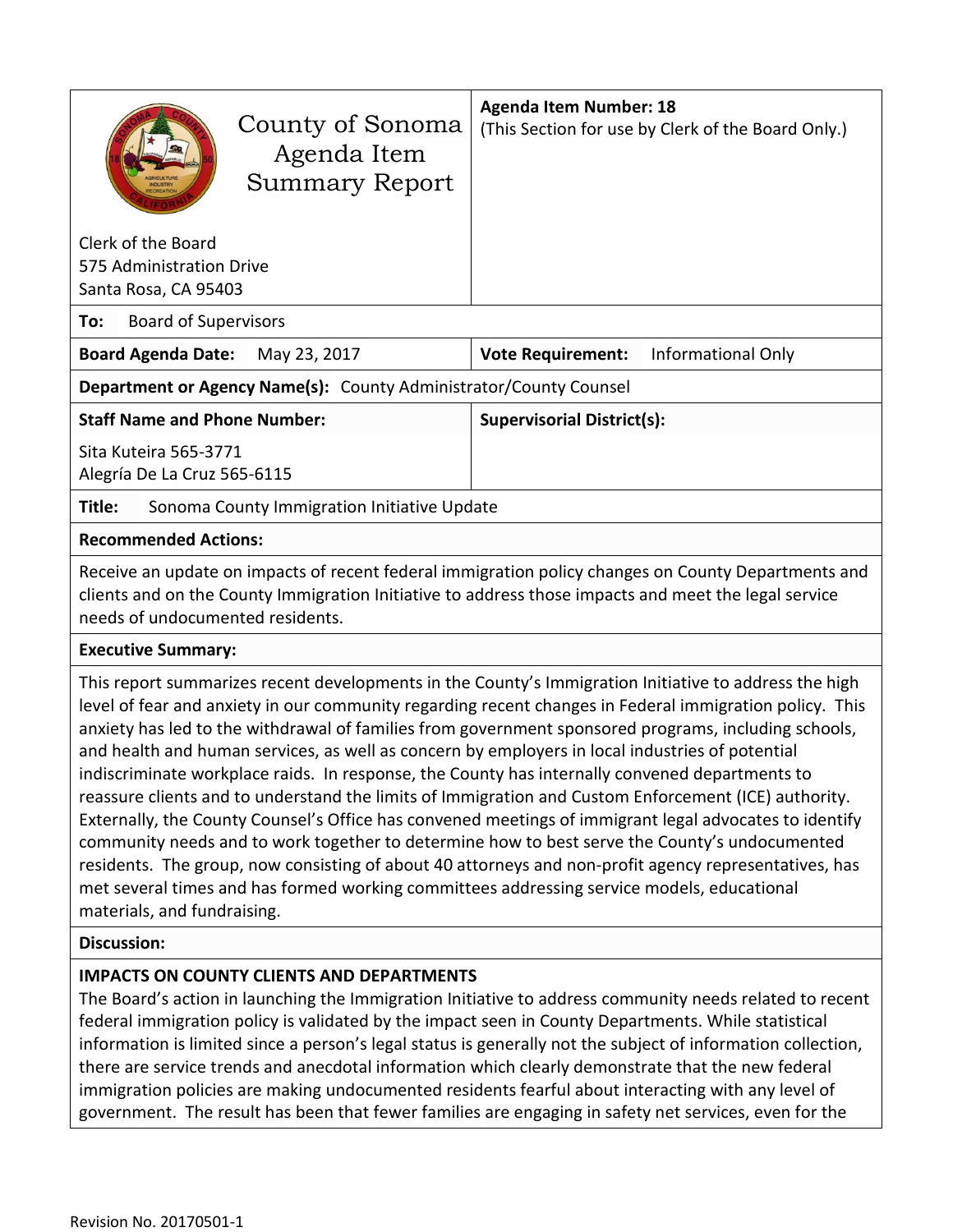# County of Sonoma Agenda Item Summary Report

Clerk of the Board
575 Administration Drive
Santa Rosa, CA 95403

**Agenda Item Number: 18**
(This Section for use by Clerk of the Board Only.)

**To:** Board of Supervisors

| | |
|---|---|
| **Board Agenda Date:** May 23, 2017 | **Vote Requirement:** Informational Only |

**Department or Agency Name(s):** County Administrator/County Counsel

| **Staff Name and Phone Number:** | **Supervisorial District(s):** |
|---|---|
| Sita Kuteira 565-3771<br>Alegría De La Cruz 565-6115 | |

**Title:** Sonoma County Immigration Initiative Update

**Recommended Actions:**

Receive an update on impacts of recent federal immigration policy changes on County Departments and clients and on the County Immigration Initiative to address those impacts and meet the legal service needs of undocumented residents.

**Executive Summary:**

This report summarizes recent developments in the County's Immigration Initiative to address the high level of fear and anxiety in our community regarding recent changes in Federal immigration policy. This anxiety has led to the withdrawal of families from government sponsored programs, including schools, and health and human services, as well as concern by employers in local industries of potential indiscriminate workplace raids. In response, the County has internally convened departments to reassure clients and to understand the limits of Immigration and Custom Enforcement (ICE) authority. Externally, the County Counsel's Office has convened meetings of immigrant legal advocates to identify community needs and to work together to determine how to best serve the County's undocumented residents. The group, now consisting of about 40 attorneys and non-profit agency representatives, has met several times and has formed working committees addressing service models, educational materials, and fundraising.

**Discussion:**

**IMPACTS ON COUNTY CLIENTS AND DEPARTMENTS**

The Board's action in launching the Immigration Initiative to address community needs related to recent federal immigration policy is validated by the impact seen in County Departments. While statistical information is limited since a person's legal status is generally not the subject of information collection, there are service trends and anecdotal information which clearly demonstrate that the new federal immigration policies are making undocumented residents fearful about interacting with any level of government. The result has been that fewer families are engaging in safety net services, even for the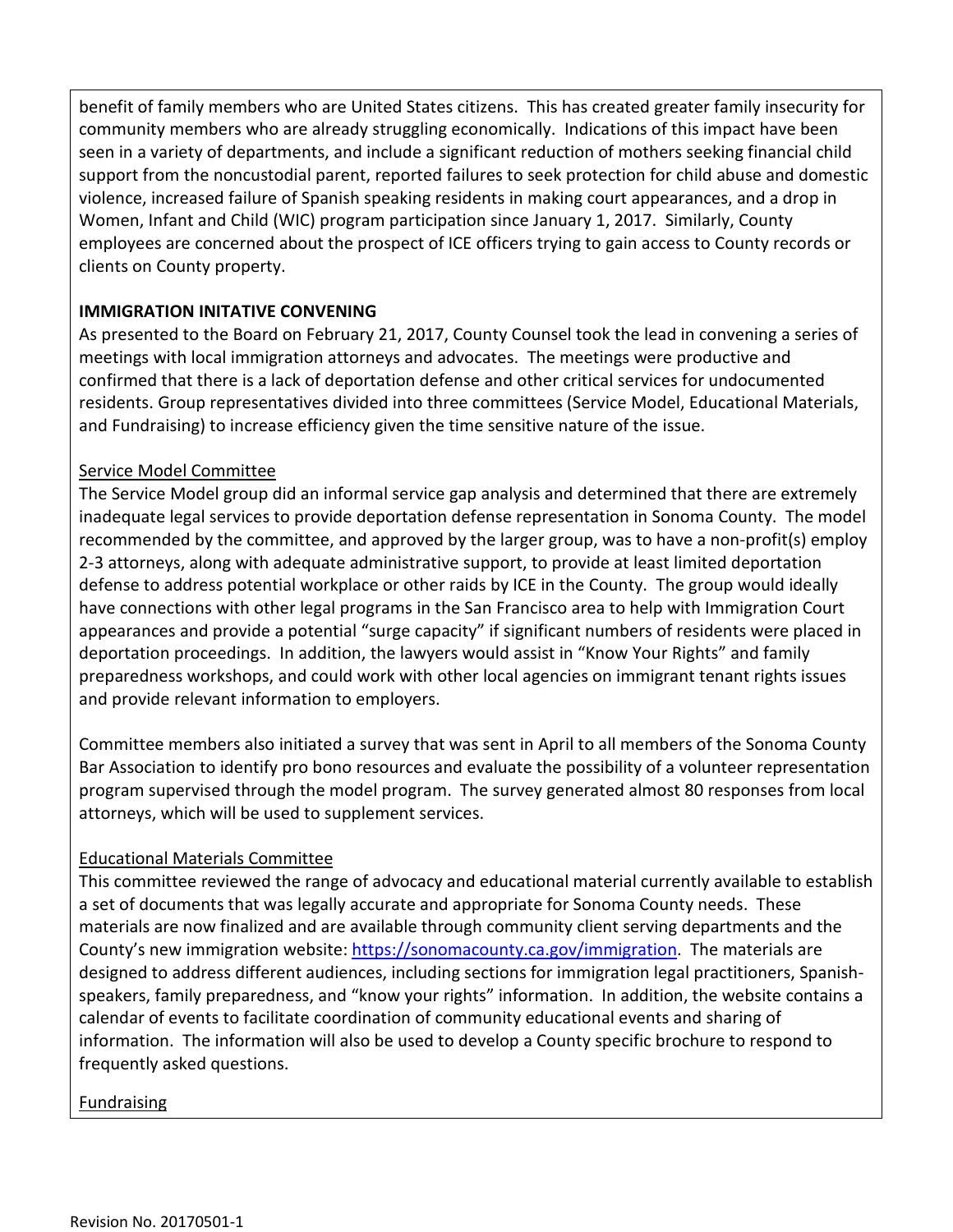benefit of family members who are United States citizens. This has created greater family insecurity for community members who are already struggling economically. Indications of this impact have been seen in a variety of departments, and include a significant reduction of mothers seeking financial child support from the noncustodial parent, reported failures to seek protection for child abuse and domestic violence, increased failure of Spanish speaking residents in making court appearances, and a drop in Women, Infant and Child (WIC) program participation since January 1, 2017. Similarly, County employees are concerned about the prospect of ICE officers trying to gain access to County records or clients on County property.

**IMMIGRATION INITATIVE CONVENING**

As presented to the Board on February 21, 2017, County Counsel took the lead in convening a series of meetings with local immigration attorneys and advocates. The meetings were productive and confirmed that there is a lack of deportation defense and other critical services for undocumented residents. Group representatives divided into three committees (Service Model, Educational Materials, and Fundraising) to increase efficiency given the time sensitive nature of the issue.

Service Model Committee

The Service Model group did an informal service gap analysis and determined that there are extremely inadequate legal services to provide deportation defense representation in Sonoma County. The model recommended by the committee, and approved by the larger group, was to have a non-profit(s) employ 2-3 attorneys, along with adequate administrative support, to provide at least limited deportation defense to address potential workplace or other raids by ICE in the County. The group would ideally have connections with other legal programs in the San Francisco area to help with Immigration Court appearances and provide a potential "surge capacity" if significant numbers of residents were placed in deportation proceedings. In addition, the lawyers would assist in "Know Your Rights" and family preparedness workshops, and could work with other local agencies on immigrant tenant rights issues and provide relevant information to employers.

Committee members also initiated a survey that was sent in April to all members of the Sonoma County Bar Association to identify pro bono resources and evaluate the possibility of a volunteer representation program supervised through the model program. The survey generated almost 80 responses from local attorneys, which will be used to supplement services.

Educational Materials Committee

This committee reviewed the range of advocacy and educational material currently available to establish a set of documents that was legally accurate and appropriate for Sonoma County needs. These materials are now finalized and are available through community client serving departments and the County's new immigration website: https://sonomacounty.ca.gov/immigration. The materials are designed to address different audiences, including sections for immigration legal practitioners, Spanish-speakers, family preparedness, and "know your rights" information. In addition, the website contains a calendar of events to facilitate coordination of community educational events and sharing of information. The information will also be used to develop a County specific brochure to respond to frequently asked questions.

Fundraising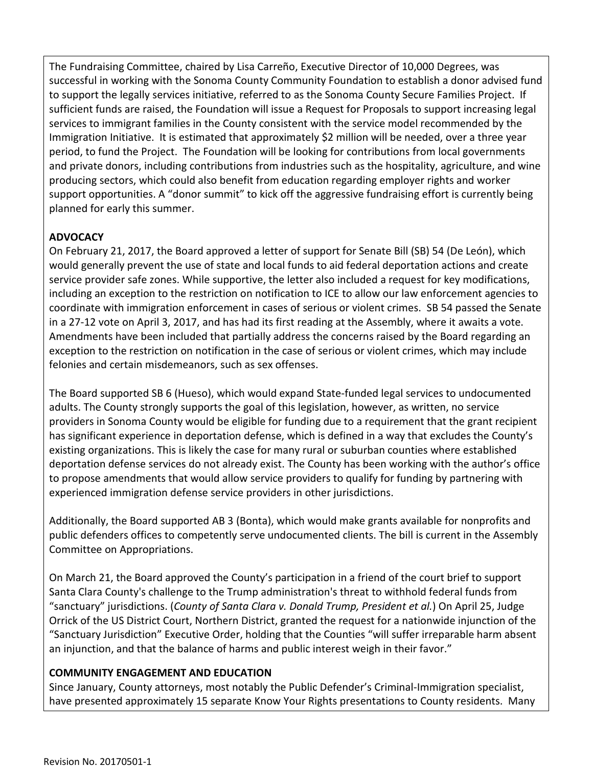The Fundraising Committee, chaired by Lisa Carreño, Executive Director of 10,000 Degrees, was successful in working with the Sonoma County Community Foundation to establish a donor advised fund to support the legally services initiative, referred to as the Sonoma County Secure Families Project. If sufficient funds are raised, the Foundation will issue a Request for Proposals to support increasing legal services to immigrant families in the County consistent with the service model recommended by the Immigration Initiative. It is estimated that approximately $2 million will be needed, over a three year period, to fund the Project. The Foundation will be looking for contributions from local governments and private donors, including contributions from industries such as the hospitality, agriculture, and wine producing sectors, which could also benefit from education regarding employer rights and worker support opportunities. A "donor summit" to kick off the aggressive fundraising effort is currently being planned for early this summer.

**ADVOCACY**

On February 21, 2017, the Board approved a letter of support for Senate Bill (SB) 54 (De León), which would generally prevent the use of state and local funds to aid federal deportation actions and create service provider safe zones. While supportive, the letter also included a request for key modifications, including an exception to the restriction on notification to ICE to allow our law enforcement agencies to coordinate with immigration enforcement in cases of serious or violent crimes. SB 54 passed the Senate in a 27-12 vote on April 3, 2017, and has had its first reading at the Assembly, where it awaits a vote. Amendments have been included that partially address the concerns raised by the Board regarding an exception to the restriction on notification in the case of serious or violent crimes, which may include felonies and certain misdemeanors, such as sex offenses.

The Board supported SB 6 (Hueso), which would expand State-funded legal services to undocumented adults. The County strongly supports the goal of this legislation, however, as written, no service providers in Sonoma County would be eligible for funding due to a requirement that the grant recipient has significant experience in deportation defense, which is defined in a way that excludes the County's existing organizations. This is likely the case for many rural or suburban counties where established deportation defense services do not already exist. The County has been working with the author's office to propose amendments that would allow service providers to qualify for funding by partnering with experienced immigration defense service providers in other jurisdictions.

Additionally, the Board supported AB 3 (Bonta), which would make grants available for nonprofits and public defenders offices to competently serve undocumented clients. The bill is current in the Assembly Committee on Appropriations.

On March 21, the Board approved the County's participation in a friend of the court brief to support Santa Clara County's challenge to the Trump administration's threat to withhold federal funds from "sanctuary" jurisdictions. (*County of Santa Clara v. Donald Trump, President et al.*) On April 25, Judge Orrick of the US District Court, Northern District, granted the request for a nationwide injunction of the "Sanctuary Jurisdiction" Executive Order, holding that the Counties "will suffer irreparable harm absent an injunction, and that the balance of harms and public interest weigh in their favor."

**COMMUNITY ENGAGEMENT AND EDUCATION**

Since January, County attorneys, most notably the Public Defender's Criminal-Immigration specialist, have presented approximately 15 separate Know Your Rights presentations to County residents. Many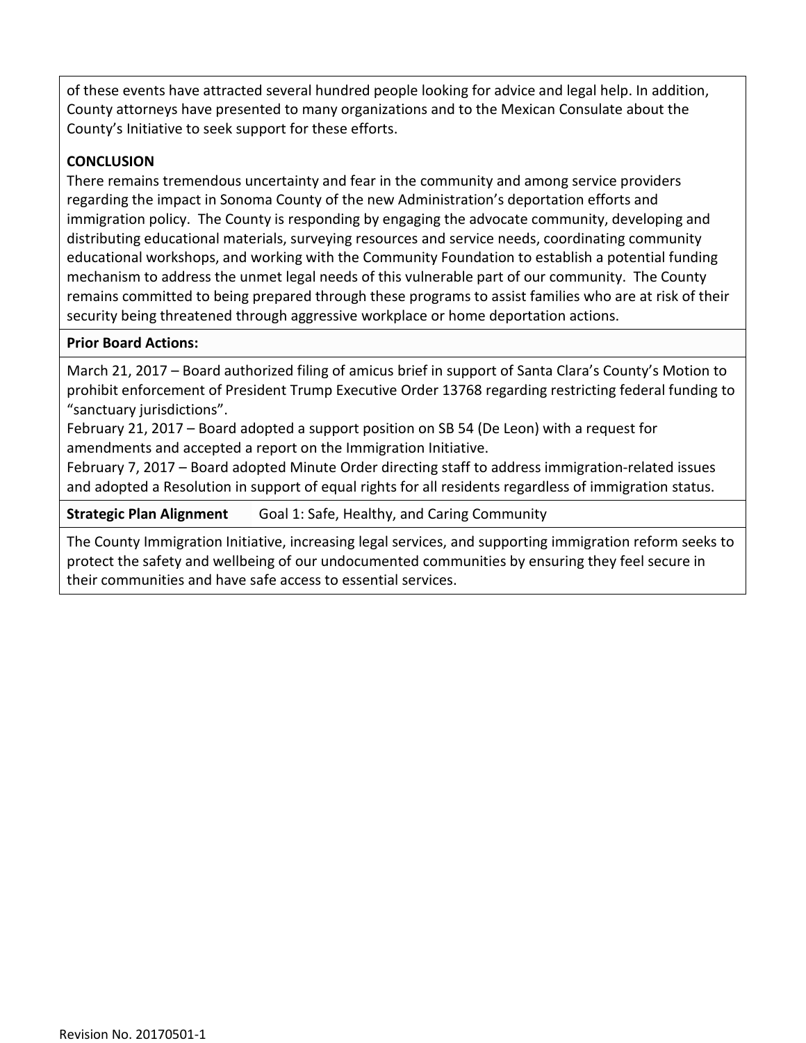of these events have attracted several hundred people looking for advice and legal help. In addition, County attorneys have presented to many organizations and to the Mexican Consulate about the County's Initiative to seek support for these efforts.

**CONCLUSION**

There remains tremendous uncertainty and fear in the community and among service providers regarding the impact in Sonoma County of the new Administration's deportation efforts and immigration policy. The County is responding by engaging the advocate community, developing and distributing educational materials, surveying resources and service needs, coordinating community educational workshops, and working with the Community Foundation to establish a potential funding mechanism to address the unmet legal needs of this vulnerable part of our community. The County remains committed to being prepared through these programs to assist families who are at risk of their security being threatened through aggressive workplace or home deportation actions.

**Prior Board Actions:**

March 21, 2017 – Board authorized filing of amicus brief in support of Santa Clara's County's Motion to prohibit enforcement of President Trump Executive Order 13768 regarding restricting federal funding to "sanctuary jurisdictions".
February 21, 2017 – Board adopted a support position on SB 54 (De Leon) with a request for amendments and accepted a report on the Immigration Initiative.
February 7, 2017 – Board adopted Minute Order directing staff to address immigration-related issues and adopted a Resolution in support of equal rights for all residents regardless of immigration status.

| **Strategic Plan Alignment** | Goal 1: Safe, Healthy, and Caring Community |
|---|---|

The County Immigration Initiative, increasing legal services, and supporting immigration reform seeks to protect the safety and wellbeing of our undocumented communities by ensuring they feel secure in their communities and have safe access to essential services.

Revision No. 20170501-1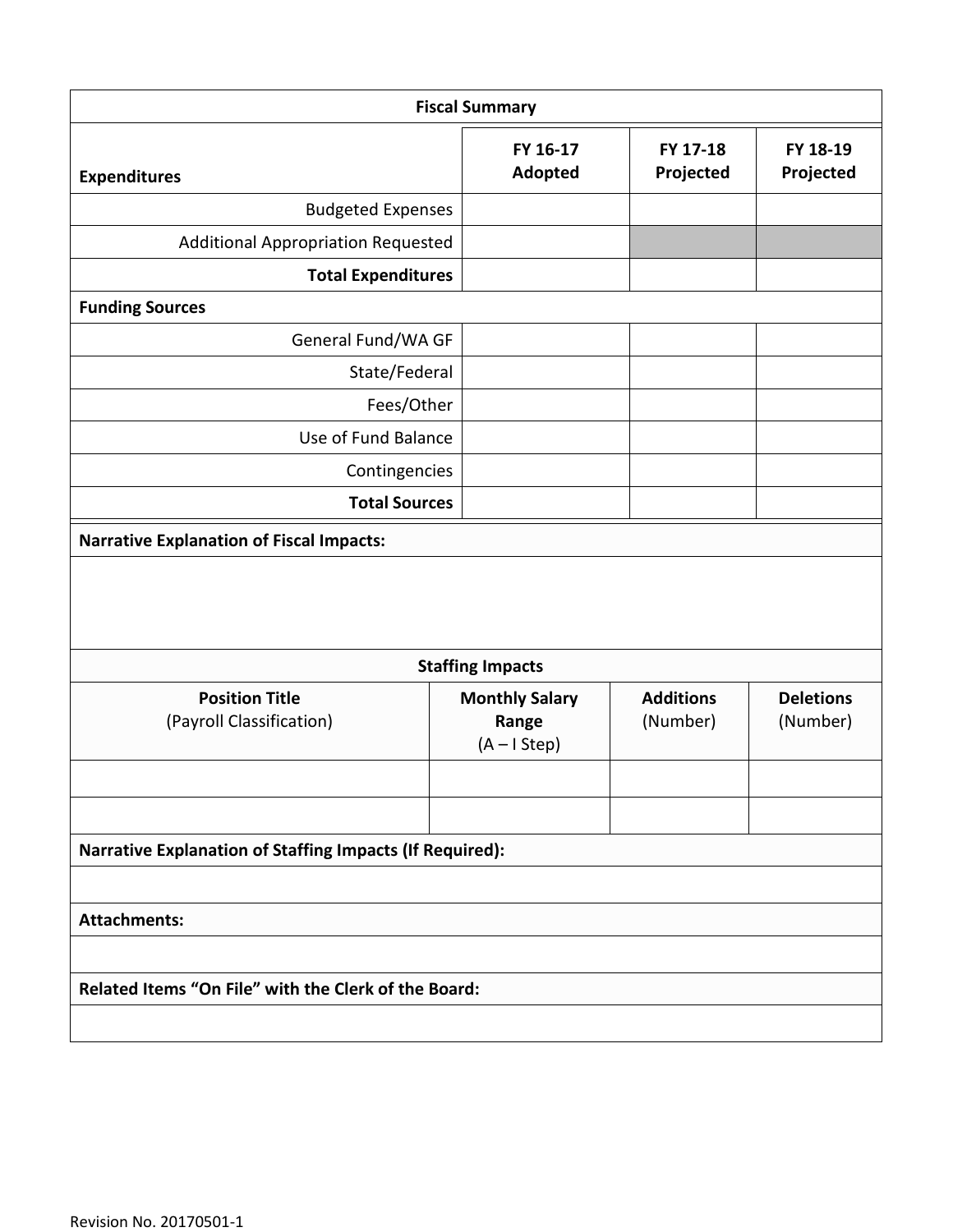| Fiscal Summary | | | |
|---|---|---|---|
| **Expenditures** | **FY 16-17 Adopted** | **FY 17-18 Projected** | **FY 18-19 Projected** |
| Budgeted Expenses | | | |
| Additional Appropriation Requested | | | |
| **Total Expenditures** | | | |
| **Funding Sources** | | | |
| General Fund/WA GF | | | |
| State/Federal | | | |
| Fees/Other | | | |
| Use of Fund Balance | | | |
| Contingencies | | | |
| **Total Sources** | | | |

**Narrative Explanation of Fiscal Impacts:**

| Staffing Impacts | | | |
|---|---|---|---|
| **Position Title** (Payroll Classification) | **Monthly Salary Range** (A – I Step) | **Additions** (Number) | **Deletions** (Number) |
| | | | |
| | | | |

**Narrative Explanation of Staffing Impacts (If Required):**

**Attachments:**

**Related Items "On File" with the Clerk of the Board:**

Revision No. 20170501-1